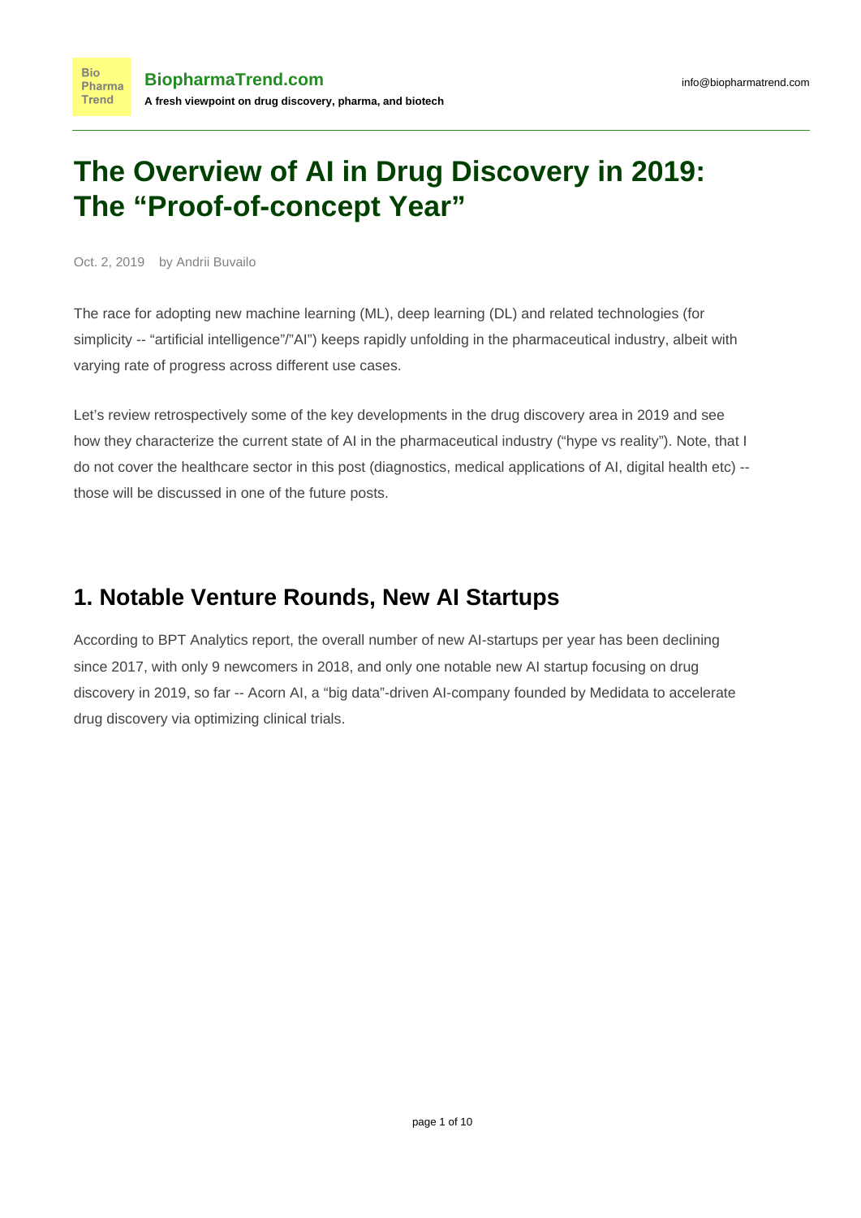# The Overview of AI in Drug Discovery in 2019: The "Proof-of-concept Year"

Oct. 2, 2019 by Andrii Buvailo

The race for adopting new machine learning (ML), deep learning (DL) and related technologies (for simplicity -- "artificial intelligence"/"AI") keeps rapidly unfolding in the pharmaceutical industry, albeit with varying rate of progress across different use cases.

Let's review retrospectively some of the key developments in the drug discovery area in 2019 and see how they characterize the current state of AI in the pharmaceutical industry ("hype vs reality"). Note, that I do not cover the healthcare sector in this post (diagnostics, medical applications of AI, digital health etc) -- those will be discussed in one of the future posts.

## 1. Notable Venture Rounds, New AI Startups

According to BPT Analytics report, the overall number of new AI-startups per year has been declining since 2017, with only 9 newcomers in 2018, and only one notable new AI startup focusing on drug discovery in 2019, so far -- Acorn AI, a "big data"-driven AI-company founded by Medidata to accelerate drug discovery via optimizing clinical trials.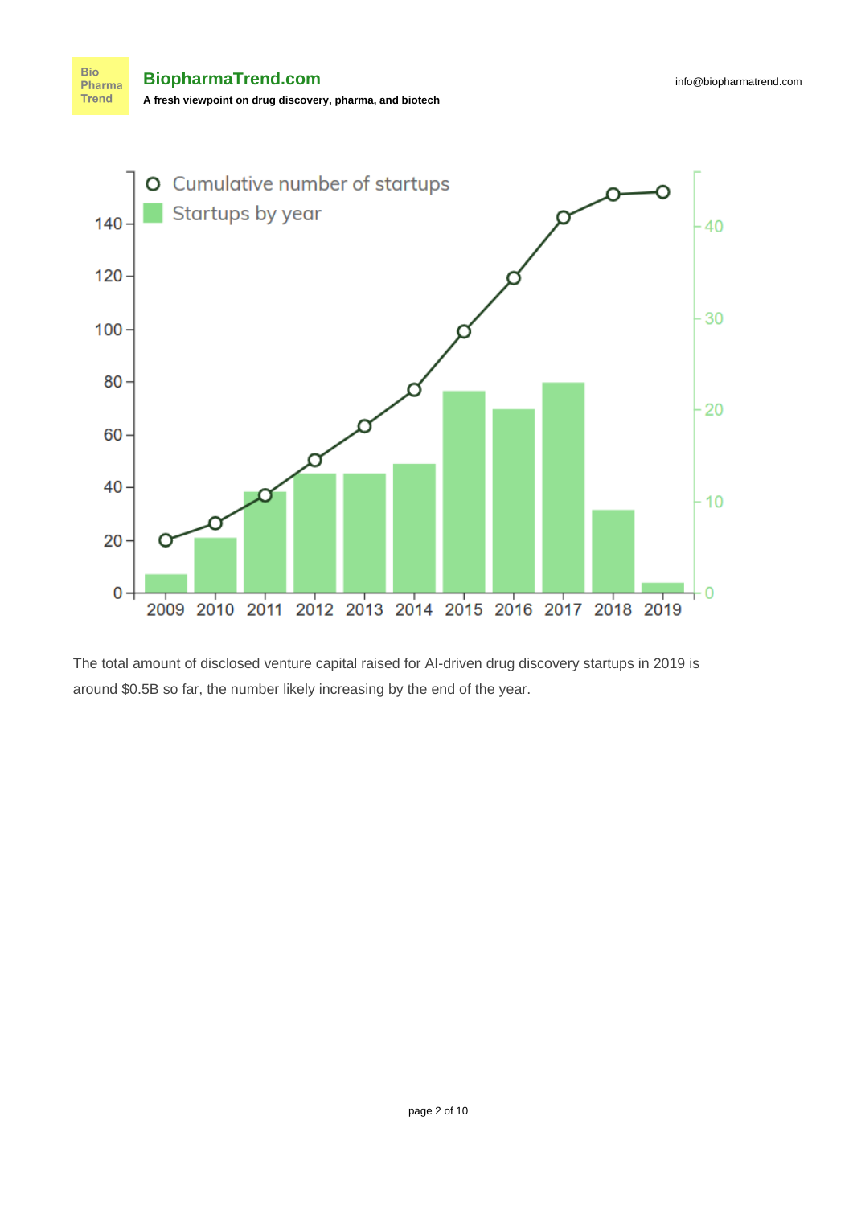The total amount of disclosed venture capital raised for AI-driven drug discovery startups in 2019 is around $0.5B so far, the number likely increasing by the end of the year.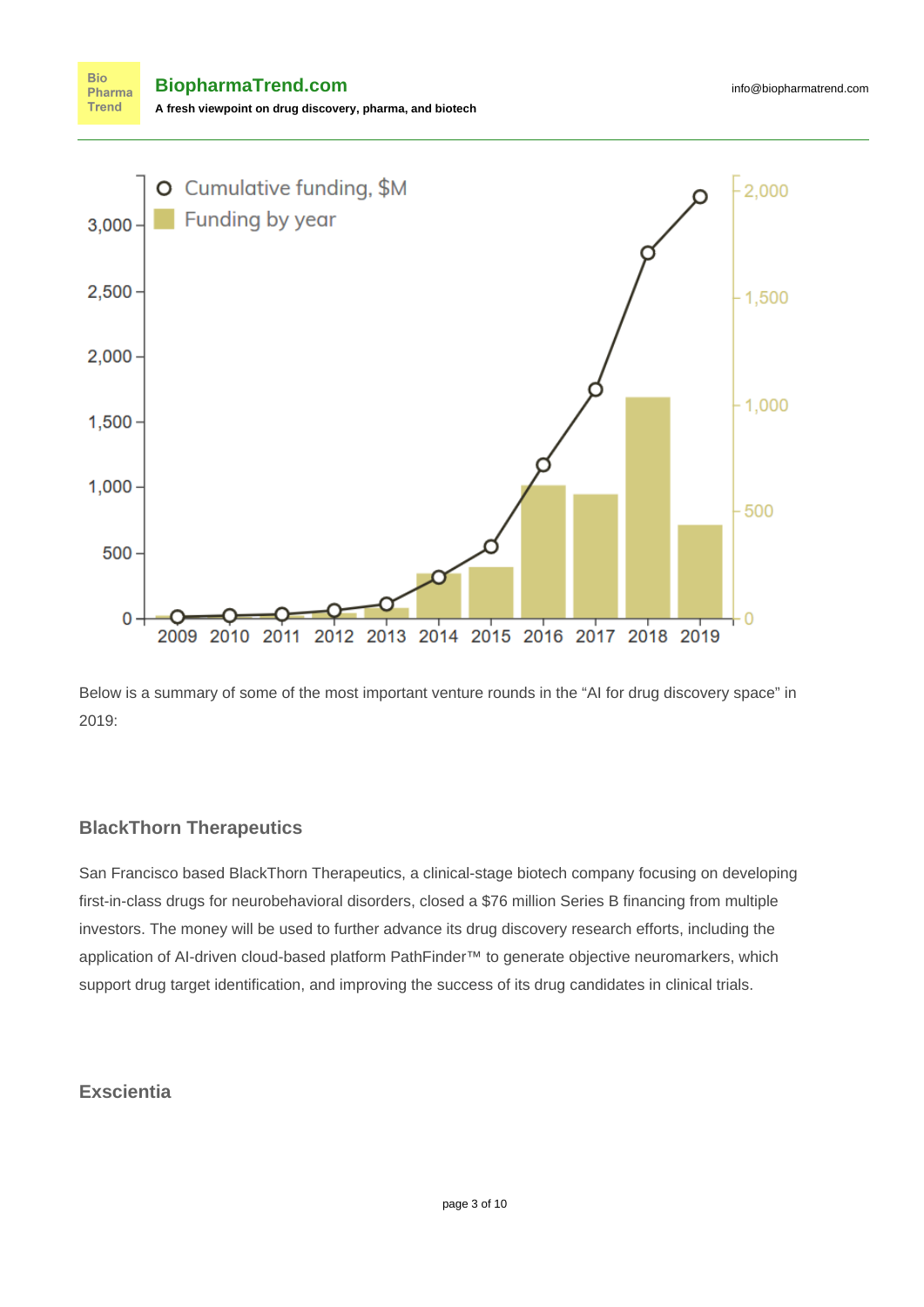Below is a summary of some of the most important venture rounds in the "AI for drug discovery space" in 2019:

### BlackThorn Therapeutics

San Francisco based BlackThorn Therapeutics, a clinical-stage biotech company focusing on developing first-in-class drugs for neurobehavioral disorders, closed a $76 million Series B financing from multiple investors. The money will be used to further advance its drug discovery research efforts, including the application of AI-driven cloud-based platform PathFinder™ to generate objective neuromarkers, which support drug target identification, and improving the success of its drug candidates in clinical trials.

### Exscientia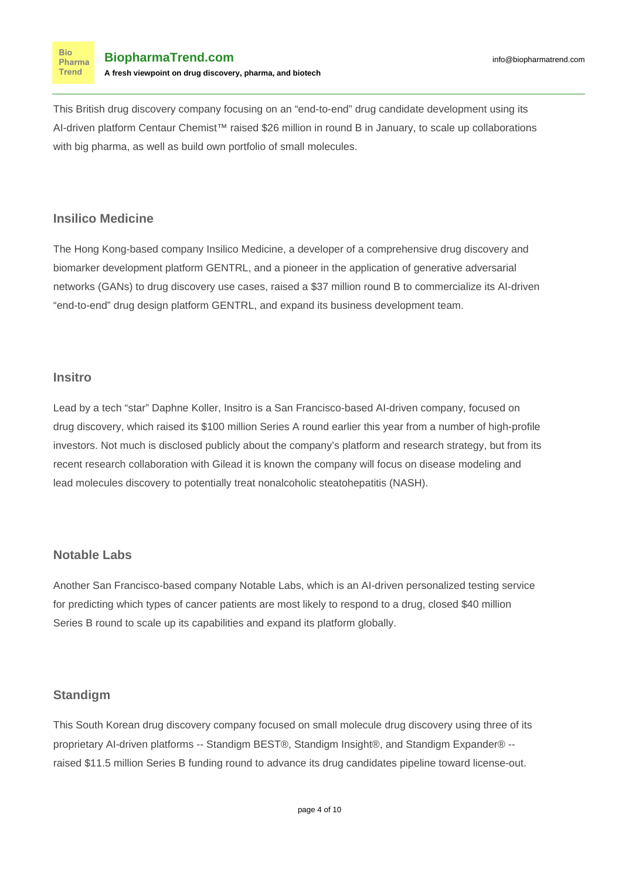This British drug discovery company focusing on an "end-to-end" drug candidate development using its AI-driven platform Centaur Chemist™ raised $26 million in round B in January, to scale up collaborations with big pharma, as well as build own portfolio of small molecules.

### Insilico Medicine

The Hong Kong-based company Insilico Medicine, a developer of a comprehensive drug discovery and biomarker development platform GENTRL, and a pioneer in the application of generative adversarial networks (GANs) to drug discovery use cases, raised a $37 million round B to commercialize its AI-driven "end-to-end" drug design platform GENTRL, and expand its business development team.

### Insitro

Lead by a tech "star" Daphne Koller, Insitro is a San Francisco-based AI-driven company, focused on drug discovery, which raised its $100 million Series A round earlier this year from a number of high-profile investors. Not much is disclosed publicly about the company's platform and research strategy, but from its recent research collaboration with Gilead it is known the company will focus on disease modeling and lead molecules discovery to potentially treat nonalcoholic steatohepatitis (NASH).

### Notable Labs

Another San Francisco-based company Notable Labs, which is an AI-driven personalized testing service for predicting which types of cancer patients are most likely to respond to a drug, closed $40 million Series B round to scale up its capabilities and expand its platform globally.

### Standigm

This South Korean drug discovery company focused on small molecule drug discovery using three of its proprietary AI-driven platforms -- Standigm BEST®, Standigm Insight®, and Standigm Expander® -- raised $11.5 million Series B funding round to advance its drug candidates pipeline toward license-out.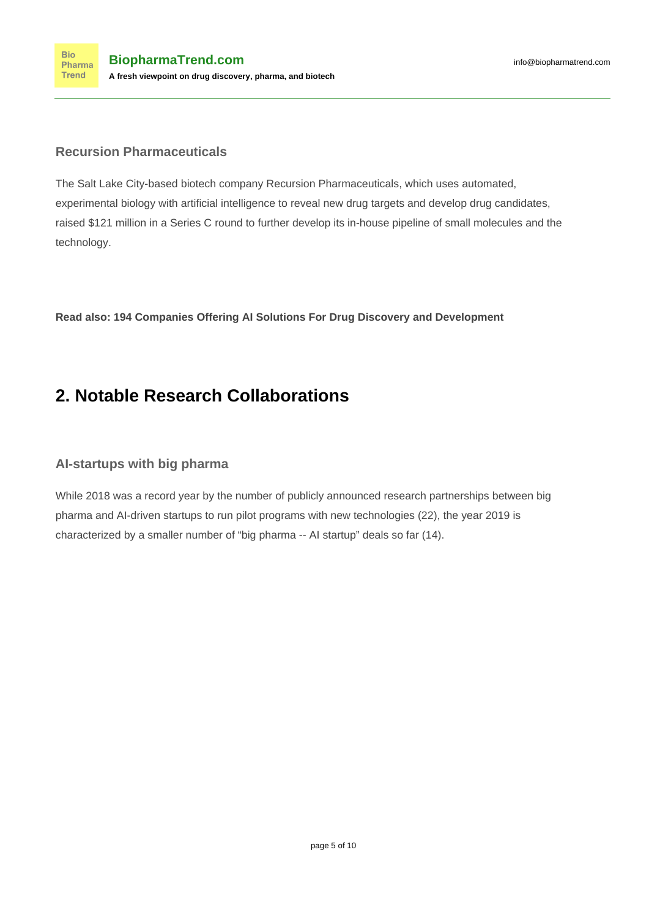### Recursion Pharmaceuticals

The Salt Lake City-based biotech company Recursion Pharmaceuticals, which uses automated, experimental biology with artificial intelligence to reveal new drug targets and develop drug candidates, raised $121 million in a Series C round to further develop its in-house pipeline of small molecules and the technology.

**Read also: 194 Companies Offering AI Solutions For Drug Discovery and Development**

## 2. Notable Research Collaborations

### AI-startups with big pharma

While 2018 was a record year by the number of publicly announced research partnerships between big pharma and AI-driven startups to run pilot programs with new technologies (22), the year 2019 is characterized by a smaller number of "big pharma -- AI startup" deals so far (14).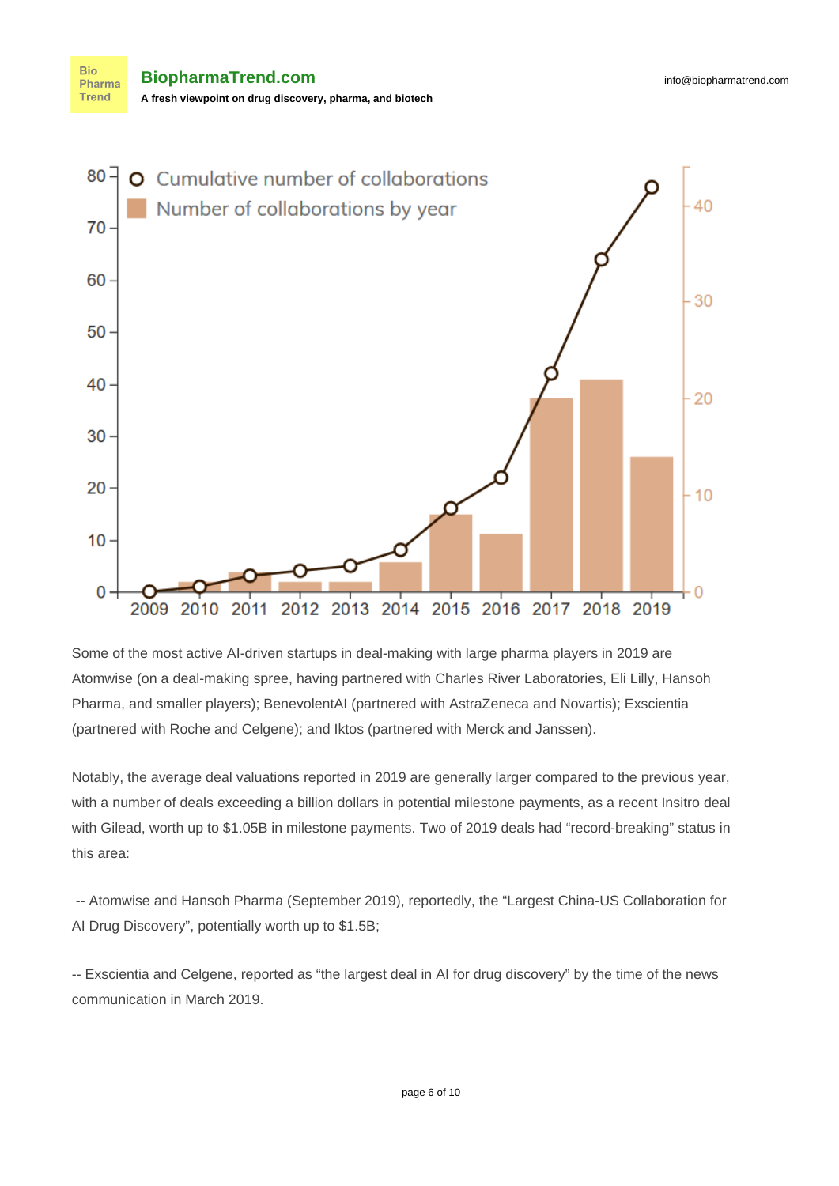Some of the most active AI-driven startups in deal-making with large pharma players in 2019 are Atomwise (on a deal-making spree, having partnered with Charles River Laboratories, Eli Lilly, Hansoh Pharma, and smaller players); BenevolentAI (partnered with AstraZeneca and Novartis); Exscientia (partnered with Roche and Celgene); and Iktos (partnered with Merck and Janssen).

Notably, the average deal valuations reported in 2019 are generally larger compared to the previous year, with a number of deals exceeding a billion dollars in potential milestone payments, as a recent Insitro deal with Gilead, worth up to $1.05B in milestone payments. Two of 2019 deals had “record-breaking” status in this area:

-- Atomwise and Hansoh Pharma (September 2019), reportedly, the “Largest China-US Collaboration for AI Drug Discovery”, potentially worth up to $1.5B;

-- Exscientia and Celgene, reported as “the largest deal in AI for drug discovery” by the time of the news communication in March 2019.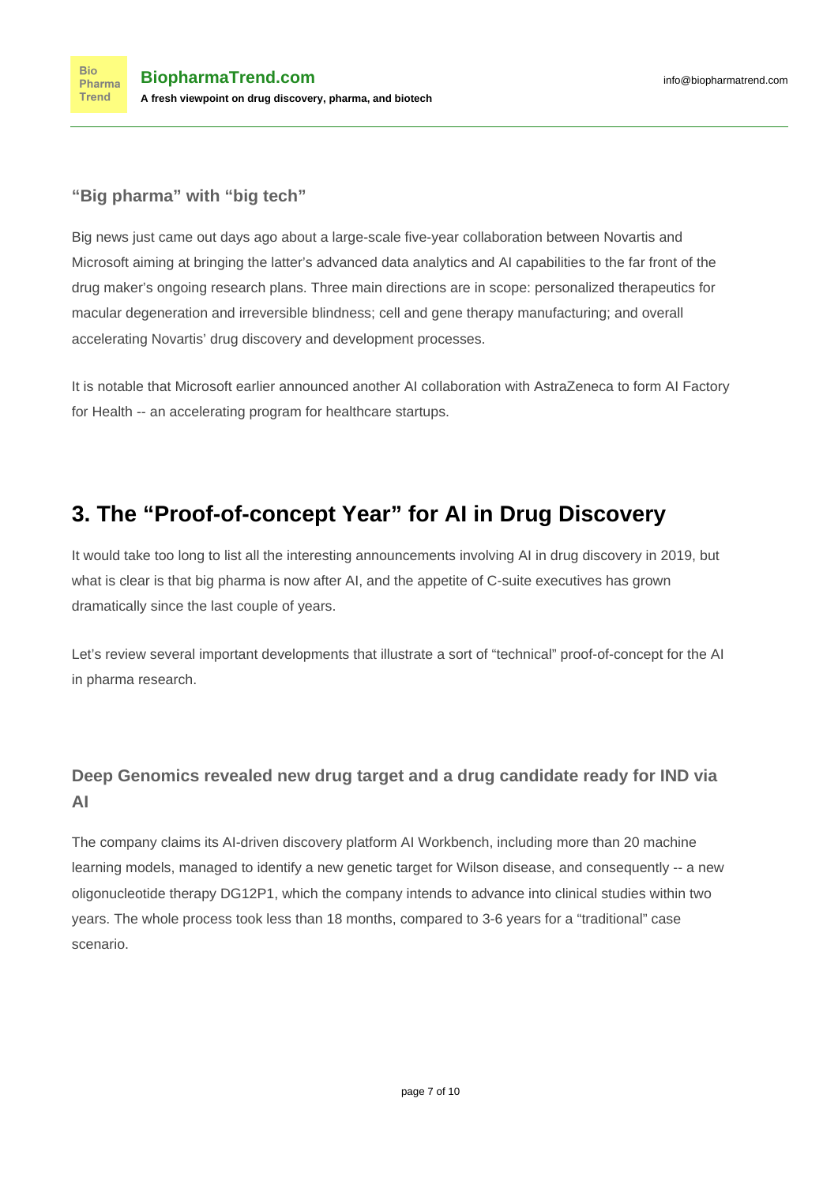### “Big pharma” with “big tech”

Big news just came out days ago about a large-scale five-year collaboration between Novartis and Microsoft aiming at bringing the latter’s advanced data analytics and AI capabilities to the far front of the drug maker’s ongoing research plans. Three main directions are in scope: personalized therapeutics for macular degeneration and irreversible blindness; cell and gene therapy manufacturing; and overall accelerating Novartis’ drug discovery and development processes.

It is notable that Microsoft earlier announced another AI collaboration with AstraZeneca to form AI Factory for Health -- an accelerating program for healthcare startups.

## 3. The “Proof-of-concept Year” for AI in Drug Discovery

It would take too long to list all the interesting announcements involving AI in drug discovery in 2019, but what is clear is that big pharma is now after AI, and the appetite of C-suite executives has grown dramatically since the last couple of years.

Let’s review several important developments that illustrate a sort of “technical” proof-of-concept for the AI in pharma research.

### Deep Genomics revealed new drug target and a drug candidate ready for IND via AI

The company claims its AI-driven discovery platform AI Workbench, including more than 20 machine learning models, managed to identify a new genetic target for Wilson disease, and consequently -- a new oligonucleotide therapy DG12P1, which the company intends to advance into clinical studies within two years. The whole process took less than 18 months, compared to 3-6 years for a “traditional” case scenario.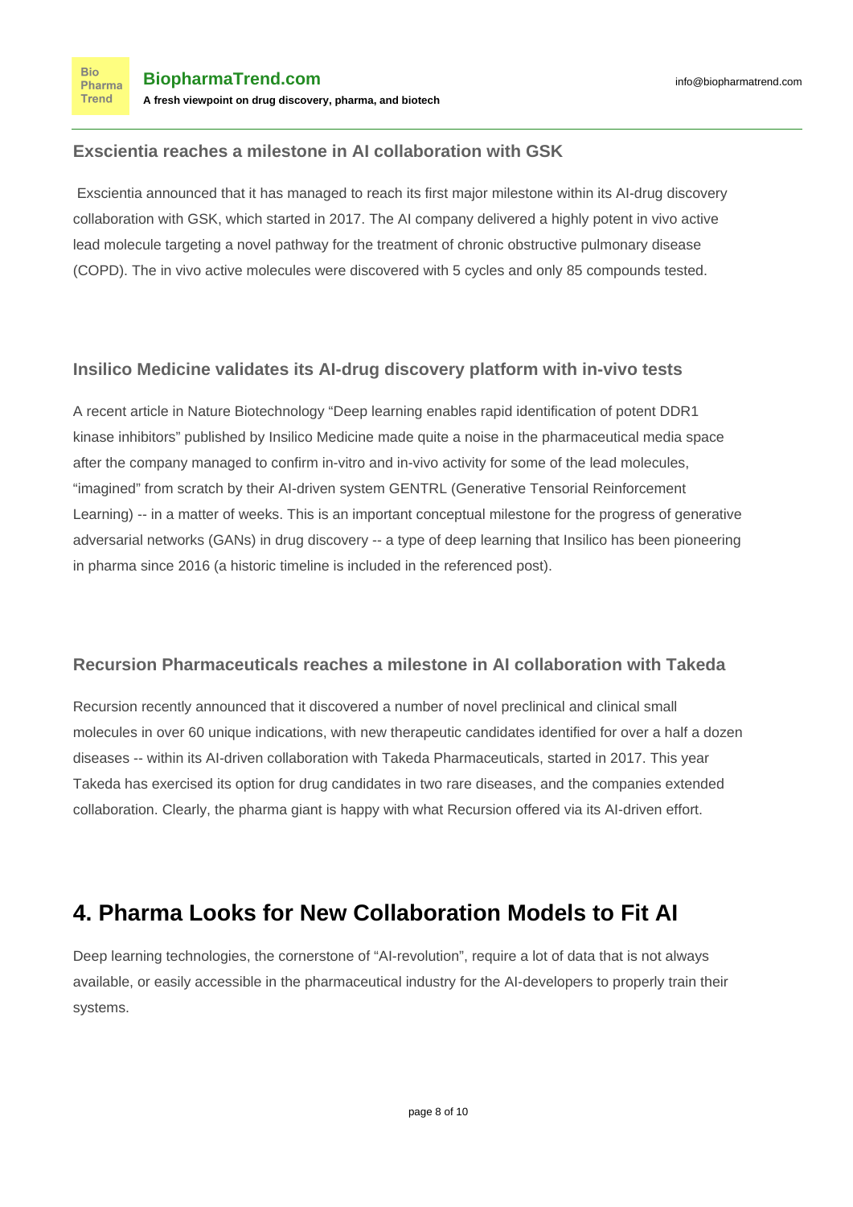### Exscientia reaches a milestone in AI collaboration with GSK

Exscientia announced that it has managed to reach its first major milestone within its AI-drug discovery collaboration with GSK, which started in 2017. The AI company delivered a highly potent in vivo active lead molecule targeting a novel pathway for the treatment of chronic obstructive pulmonary disease (COPD). The in vivo active molecules were discovered with 5 cycles and only 85 compounds tested.

### Insilico Medicine validates its AI-drug discovery platform with in-vivo tests

A recent article in Nature Biotechnology “Deep learning enables rapid identification of potent DDR1 kinase inhibitors” published by Insilico Medicine made quite a noise in the pharmaceutical media space after the company managed to confirm in-vitro and in-vivo activity for some of the lead molecules, “imagined” from scratch by their AI-driven system GENTRL (Generative Tensorial Reinforcement Learning) -- in a matter of weeks. This is an important conceptual milestone for the progress of generative adversarial networks (GANs) in drug discovery -- a type of deep learning that Insilico has been pioneering in pharma since 2016 (a historic timeline is included in the referenced post).

### Recursion Pharmaceuticals reaches a milestone in AI collaboration with Takeda

Recursion recently announced that it discovered a number of novel preclinical and clinical small molecules in over 60 unique indications, with new therapeutic candidates identified for over a half a dozen diseases -- within its AI-driven collaboration with Takeda Pharmaceuticals, started in 2017. This year Takeda has exercised its option for drug candidates in two rare diseases, and the companies extended collaboration. Clearly, the pharma giant is happy with what Recursion offered via its AI-driven effort.

## 4. Pharma Looks for New Collaboration Models to Fit AI

Deep learning technologies, the cornerstone of “AI-revolution”, require a lot of data that is not always available, or easily accessible in the pharmaceutical industry for the AI-developers to properly train their systems.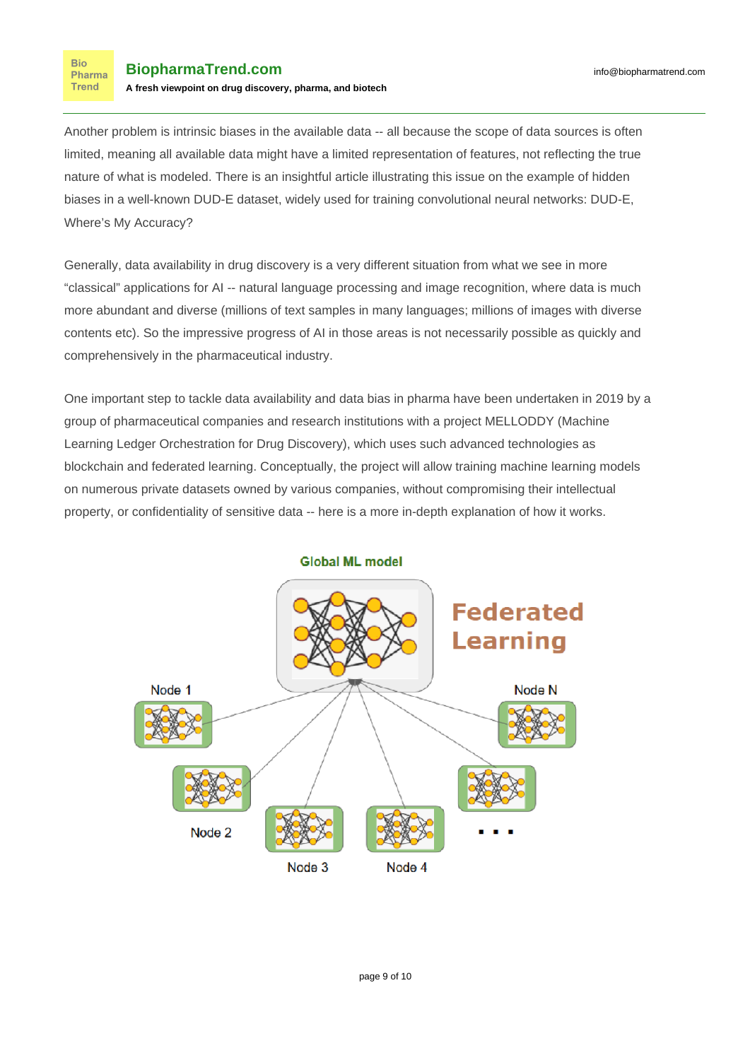Another problem is intrinsic biases in the available data -- all because the scope of data sources is often limited, meaning all available data might have a limited representation of features, not reflecting the true nature of what is modeled. There is an insightful article illustrating this issue on the example of hidden biases in a well-known DUD-E dataset, widely used for training convolutional neural networks: DUD-E, Where's My Accuracy?

Generally, data availability in drug discovery is a very different situation from what we see in more "classical" applications for AI -- natural language processing and image recognition, where data is much more abundant and diverse (millions of text samples in many languages; millions of images with diverse contents etc). So the impressive progress of AI in those areas is not necessarily possible as quickly and comprehensively in the pharmaceutical industry.

One important step to tackle data availability and data bias in pharma have been undertaken in 2019 by a group of pharmaceutical companies and research institutions with a project MELLODDY (Machine Learning Ledger Orchestration for Drug Discovery), which uses such advanced technologies as blockchain and federated learning. Conceptually, the project will allow training machine learning models on numerous private datasets owned by various companies, without compromising their intellectual property, or confidentiality of sensitive data -- here is a more in-depth explanation of how it works.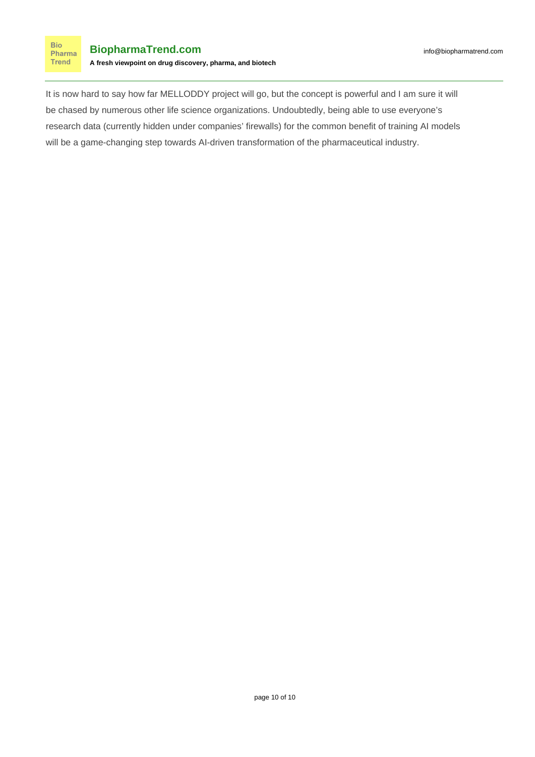It is now hard to say how far MELLODDY project will go, but the concept is powerful and I am sure it will be chased by numerous other life science organizations. Undoubtedly, being able to use everyone's research data (currently hidden under companies' firewalls) for the common benefit of training AI models will be a game-changing step towards AI-driven transformation of the pharmaceutical industry.